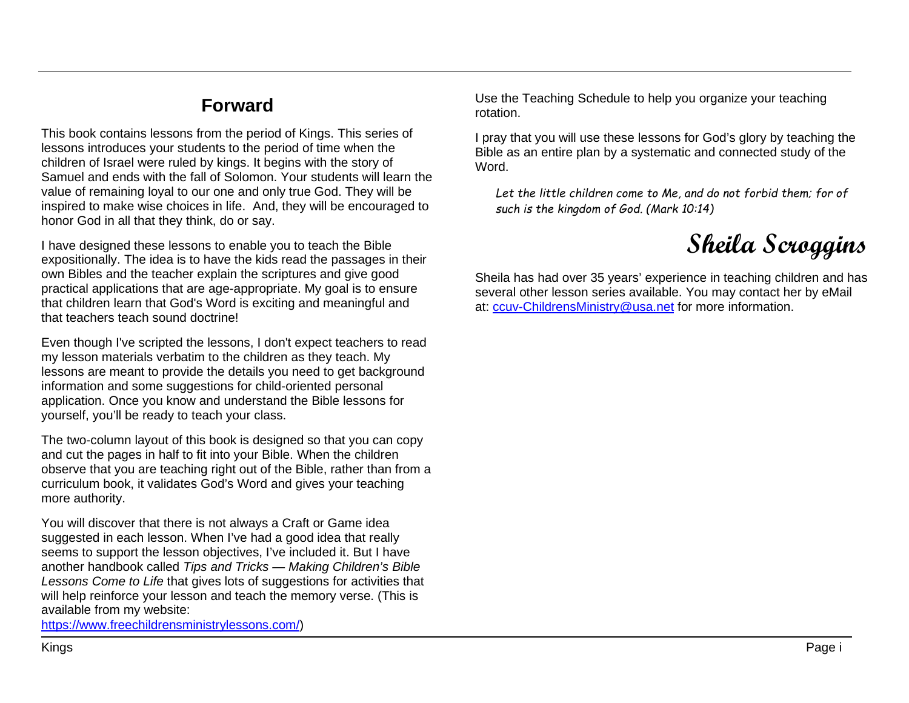## Forward

This book contains lessons from the period of Kings. This series of lessons introduces your students to the period of time when the children of Israel were ruled by kings. It begins with the story of Samuel and ends with the fall of Solomon. Your students will learn the value of remaining loyal to our one and only true God. They will be inspired to make wise choices in life. And, they will be encouraged to honor God in all that they think, do or say.

I have designed these lessons to enable you to teach the Bible expositionally. The idea is to have the kids read the passages in their own Bibles and the teacher explain the scriptures and give good practical applications that are age-appropriate. My goal is to ensure that children learn that God's Word is exciting and meaningful and that teachers teach sound doctrine!

Even though I've scripted the lessons, I don't expect teachers to read my lesson materials verbatim to the children as they teach. My lessons are meant to provide the details you need to get background information and some suggestions for child-oriented personal application. Once you know and understand the Bible lessons for yourself, you'll be ready to teach your class.

The two-column layout of this book is designed so that you can copy and cut the pages in half to fit into your Bible. When the children observe that you are teaching right out of the Bible, rather than from a curriculum book, it validates God's Word and gives your teaching more authority.

You will discover that there is not always a Craft or Game idea suggested in each lesson. When I've had a good idea that really seems to support the lesson objectives, I've included it. But I have another handbook called *Tips and Tricks — Making Children's Bible Lessons Come to Life* that gives lots of suggestions for activities that will help reinforce your lesson and teach the memory verse. (This is available from my website: https://www.freechildrensministrylessons.com/)

Use the Teaching Schedule to help you organize your teaching rotation.

I pray that you will use these lessons for God's glory by teaching the Bible as an entire plan by a systematic and connected study of the Word.

> *Let the little children come to Me, and do not forbid them; for of such is the kingdom of God. (Mark 10:14)*

**Sheila Scroggins**

Sheila has had over 35 years' experience in teaching children and has several other lesson series available. You may contact her by eMail at: ccuv-ChildrensMinistry@usa.net for more information.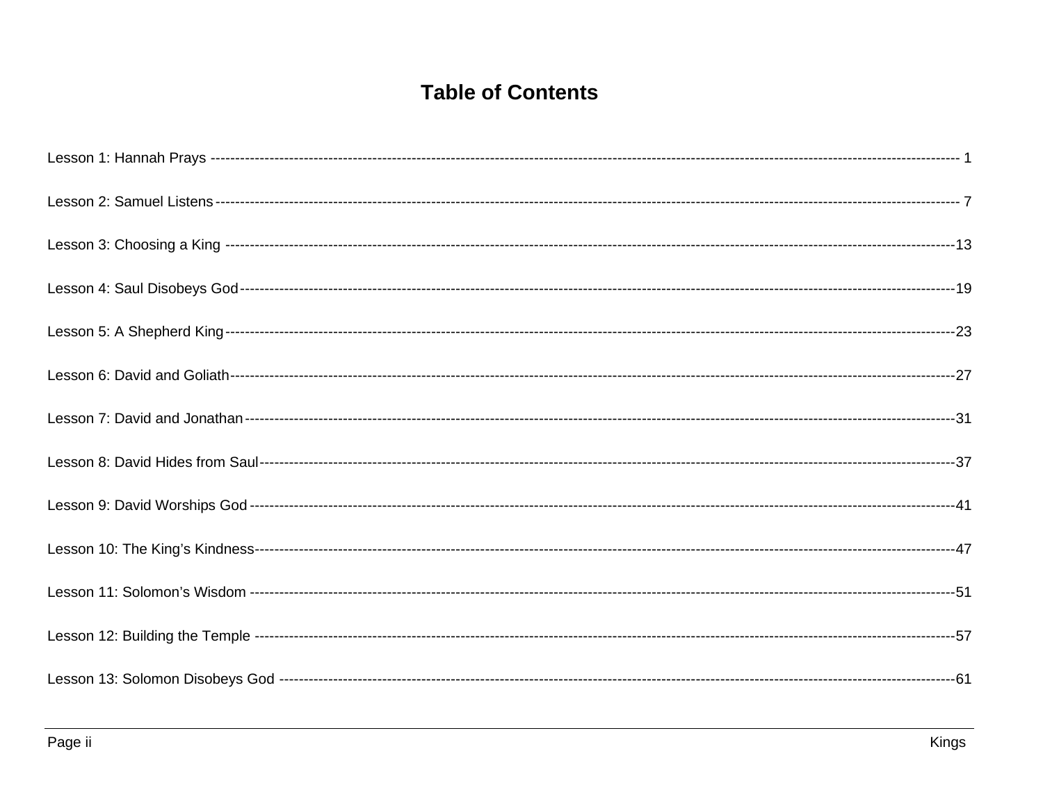# Table of Contents

Lesson 1: Hannah Prays ---------- 1

Lesson 2: Samuel Listens ---------- 7

Lesson 3: Choosing a King ---------- 13

Lesson 4: Saul Disobeys God ---------- 19

Lesson 5: A Shepherd King ---------- 23

Lesson 6: David and Goliath ---------- 27

Lesson 7: David and Jonathan ---------- 31

Lesson 8: David Hides from Saul ---------- 37

Lesson 9: David Worships God ---------- 41

Lesson 10: The King’s Kindness ---------- 47

Lesson 11: Solomon’s Wisdom ---------- 51

Lesson 12: Building the Temple ---------- 57

Lesson 13: Solomon Disobeys God ---------- 61